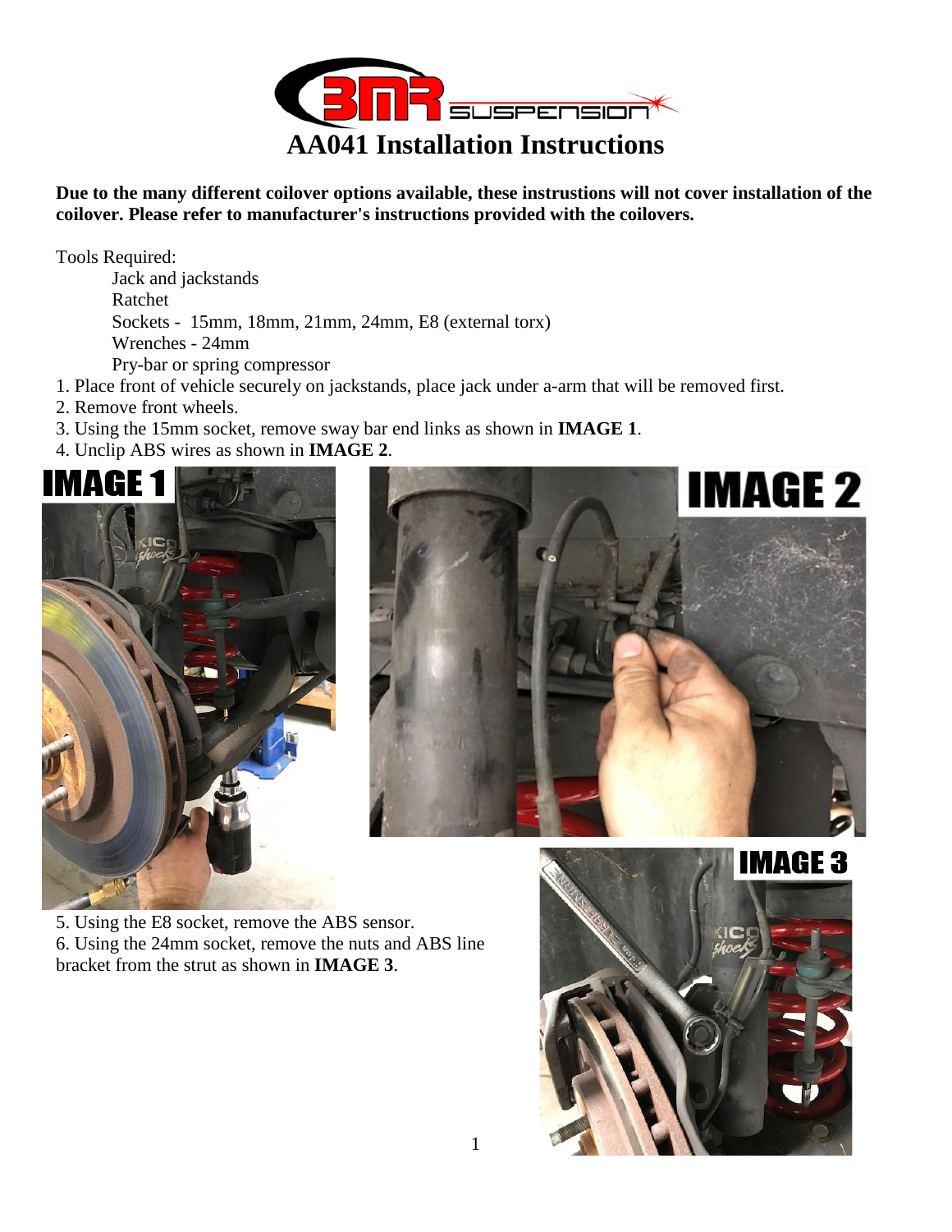# AA041 Installation Instructions

**Due to the many different coilover options available, these instrustions will not cover installation of the coilover. Please refer to manufacturer's instructions provided with the coilovers.**

Tools Required:
- Jack and jackstands
- Ratchet
- Sockets - 15mm, 18mm, 21mm, 24mm, E8 (external torx)
- Wrenches - 24mm
- Pry-bar or spring compressor

1. Place front of vehicle securely on jackstands, place jack under a-arm that will be removed first.
2. Remove front wheels.
3. Using the 15mm socket, remove sway bar end links as shown in **IMAGE 1**.
4. Unclip ABS wires as shown in **IMAGE 2**.

IMAGE 1

IMAGE 2

5. Using the E8 socket, remove the ABS sensor.
6. Using the 24mm socket, remove the nuts and ABS line bracket from the strut as shown in **IMAGE 3**.

IMAGE 3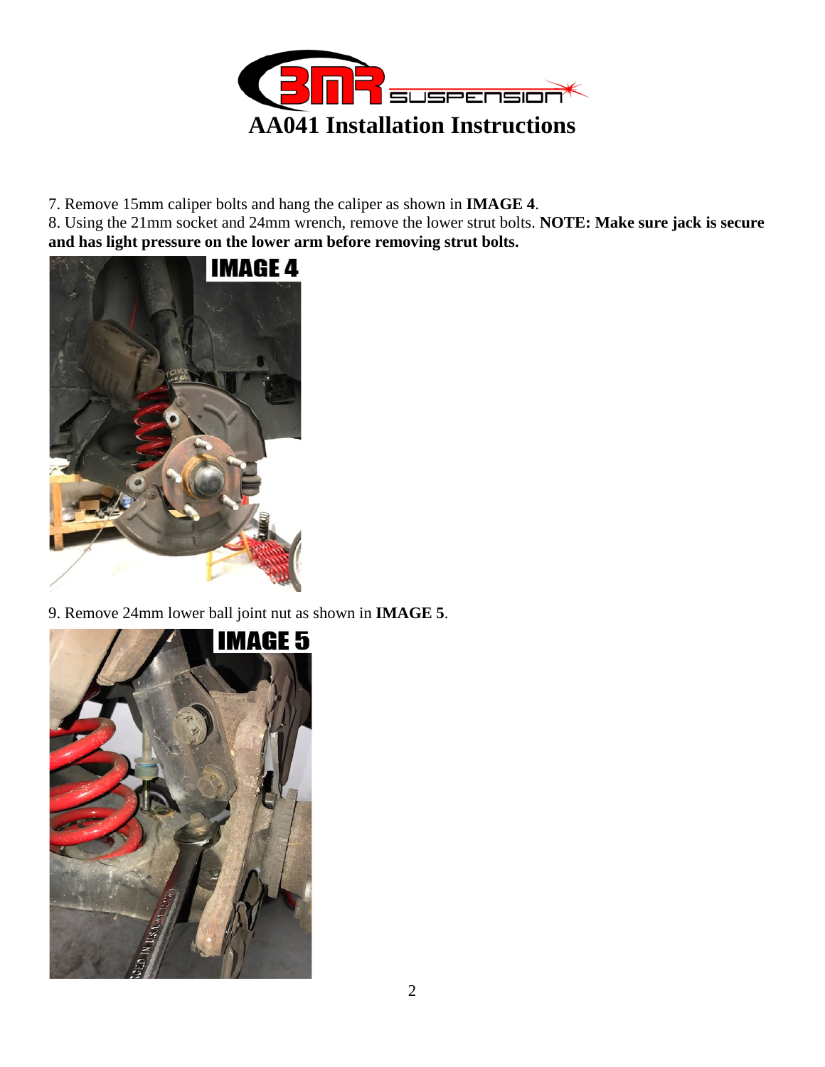# AA041 Installation Instructions

7. Remove 15mm caliper bolts and hang the caliper as shown in **IMAGE 4**.
8. Using the 21mm socket and 24mm wrench, remove the lower strut bolts. **NOTE: Make sure jack is secure and has light pressure on the lower arm before removing strut bolts.**

9. Remove 24mm lower ball joint nut as shown in **IMAGE 5**.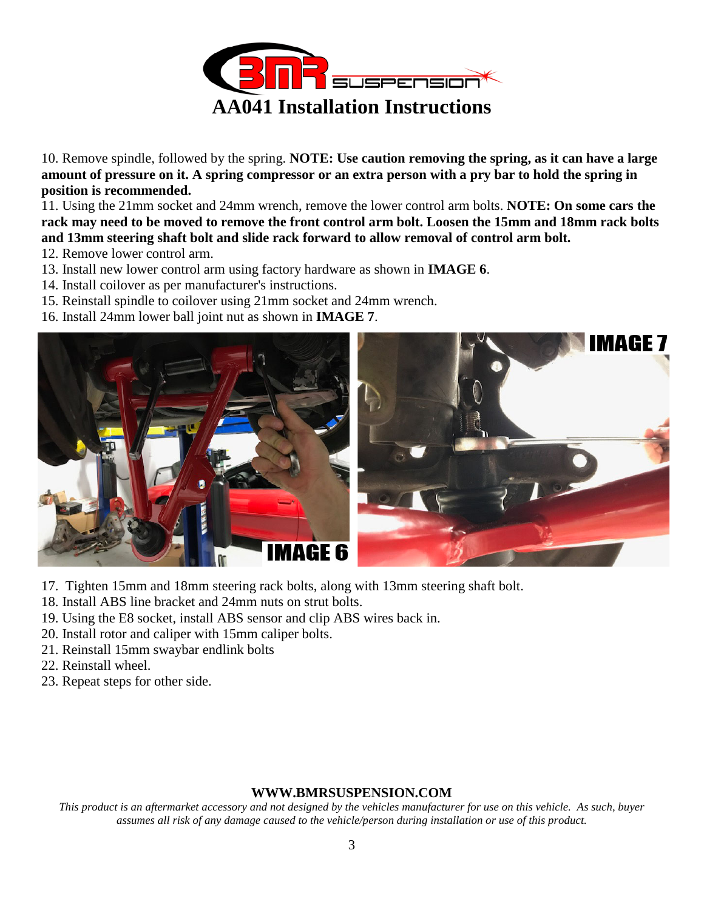# AA041 Installation Instructions

10. Remove spindle, followed by the spring. **NOTE: Use caution removing the spring, as it can have a large amount of pressure on it. A spring compressor or an extra person with a pry bar to hold the spring in position is recommended.**
11. Using the 21mm socket and 24mm wrench, remove the lower control arm bolts. **NOTE: On some cars the rack may need to be moved to remove the front control arm bolt. Loosen the 15mm and 18mm rack bolts and 13mm steering shaft bolt and slide rack forward to allow removal of control arm bolt.**
12. Remove lower control arm.
13. Install new lower control arm using factory hardware as shown in **IMAGE 6**.
14. Install coilover as per manufacturer's instructions.
15. Reinstall spindle to coilover using 21mm socket and 24mm wrench.
16. Install 24mm lower ball joint nut as shown in **IMAGE 7**.

IMAGE 6

IMAGE 7

17. Tighten 15mm and 18mm steering rack bolts, along with 13mm steering shaft bolt.
18. Install ABS line bracket and 24mm nuts on strut bolts.
19. Using the E8 socket, install ABS sensor and clip ABS wires back in.
20. Install rotor and caliper with 15mm caliper bolts.
21. Reinstall 15mm swaybar endlink bolts
22. Reinstall wheel.
23. Repeat steps for other side.

**WWW.BMRSUSPENSION.COM**

*This product is an aftermarket accessory and not designed by the vehicles manufacturer for use on this vehicle. As such, buyer assumes all risk of any damage caused to the vehicle/person during installation or use of this product.*